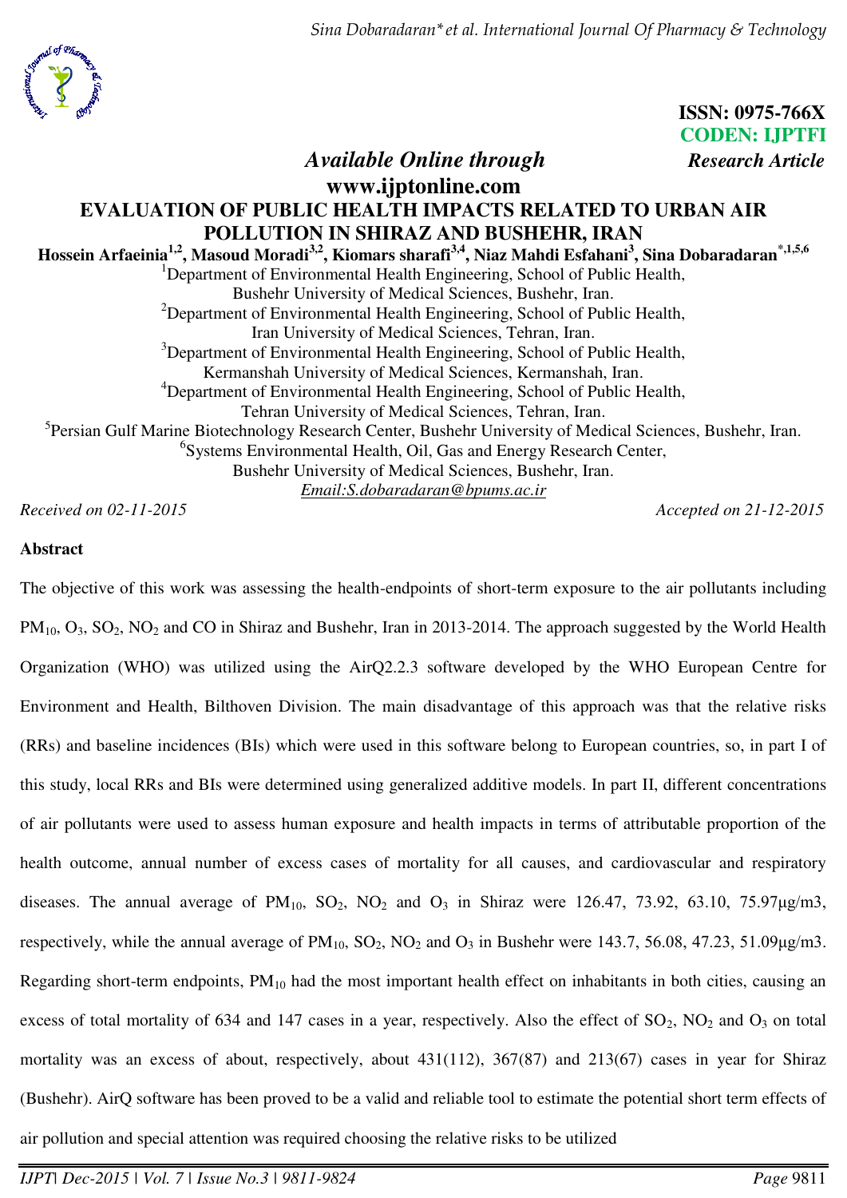**ISSN: 0975-766X**
**CODEN: IJPTFI**

*Available Online through* *Research Article*

**www.ijptonline.com**

# EVALUATION OF PUBLIC HEALTH IMPACTS RELATED TO URBAN AIR POLLUTION IN SHIRAZ AND BUSHEHR, IRAN

**Hossein Arfaeinia[1,2], Masoud Moradi[3,2], Kiomars sharafi[3,4], Niaz Mahdi Esfahani[3], Sina Dobaradaran[*,1,5,6]**

[1]Department of Environmental Health Engineering, School of Public Health, Bushehr University of Medical Sciences, Bushehr, Iran.
[2]Department of Environmental Health Engineering, School of Public Health, Iran University of Medical Sciences, Tehran, Iran.
[3]Department of Environmental Health Engineering, School of Public Health, Kermanshah University of Medical Sciences, Kermanshah, Iran.
[4]Department of Environmental Health Engineering, School of Public Health, Tehran University of Medical Sciences, Tehran, Iran.
[5]Persian Gulf Marine Biotechnology Research Center, Bushehr University of Medical Sciences, Bushehr, Iran.
[6]Systems Environmental Health, Oil, Gas and Energy Research Center, Bushehr University of Medical Sciences, Bushehr, Iran.
Email:S.dobaradaran@bpums.ac.ir

*Received on 02-11-2015* *Accepted on 21-12-2015*

## Abstract

The objective of this work was assessing the health-endpoints of short-term exposure to the air pollutants including $PM_{10}$, $O_3$, $SO_2$, $NO_2$ and CO in Shiraz and Bushehr, Iran in 2013-2014. The approach suggested by the World Health Organization (WHO) was utilized using the AirQ2.2.3 software developed by the WHO European Centre for Environment and Health, Bilthoven Division. The main disadvantage of this approach was that the relative risks (RRs) and baseline incidences (BIs) which were used in this software belong to European countries, so, in part I of this study, local RRs and BIs were determined using generalized additive models. In part II, different concentrations of air pollutants were used to assess human exposure and health impacts in terms of attributable proportion of the health outcome, annual number of excess cases of mortality for all causes, and cardiovascular and respiratory diseases. The annual average of $PM_{10}$, $SO_2$, $NO_2$ and $O_3$ in Shiraz were 126.47, 73.92, 63.10, 75.97μg/m3, respectively, while the annual average of $PM_{10}$, $SO_2$, $NO_2$ and $O_3$ in Bushehr were 143.7, 56.08, 47.23, 51.09μg/m3. Regarding short-term endpoints, $PM_{10}$ had the most important health effect on inhabitants in both cities, causing an excess of total mortality of 634 and 147 cases in a year, respectively. Also the effect of $SO_2$, $NO_2$ and $O_3$ on total mortality was an excess of about, respectively, about 431(112), 367(87) and 213(67) cases in year for Shiraz (Bushehr). AirQ software has been proved to be a valid and reliable tool to estimate the potential short term effects of air pollution and special attention was required choosing the relative risks to be utilized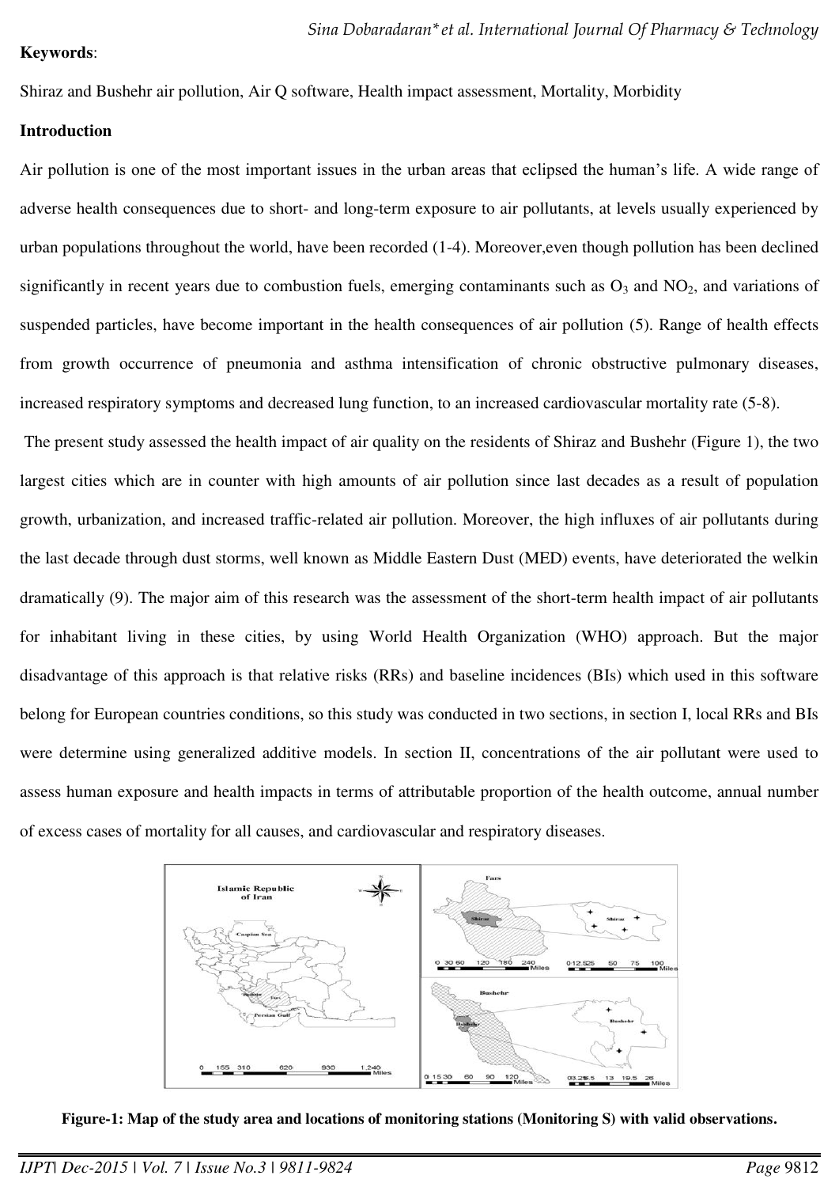**Keywords**:

Shiraz and Bushehr air pollution, Air Q software, Health impact assessment, Mortality, Morbidity

## Introduction

Air pollution is one of the most important issues in the urban areas that eclipsed the human's life. A wide range of adverse health consequences due to short- and long-term exposure to air pollutants, at levels usually experienced by urban populations throughout the world, have been recorded (1-4). Moreover,even though pollution has been declined significantly in recent years due to combustion fuels, emerging contaminants such as $O_3$ and $NO_2$, and variations of suspended particles, have become important in the health consequences of air pollution (5). Range of health effects from growth occurrence of pneumonia and asthma intensification of chronic obstructive pulmonary diseases, increased respiratory symptoms and decreased lung function, to an increased cardiovascular mortality rate (5-8).

The present study assessed the health impact of air quality on the residents of Shiraz and Bushehr (Figure 1), the two largest cities which are in counter with high amounts of air pollution since last decades as a result of population growth, urbanization, and increased traffic-related air pollution. Moreover, the high influxes of air pollutants during the last decade through dust storms, well known as Middle Eastern Dust (MED) events, have deteriorated the welkin dramatically (9). The major aim of this research was the assessment of the short-term health impact of air pollutants for inhabitant living in these cities, by using World Health Organization (WHO) approach. But the major disadvantage of this approach is that relative risks (RRs) and baseline incidences (BIs) which used in this software belong for European countries conditions, so this study was conducted in two sections, in section I, local RRs and BIs were determine using generalized additive models. In section II, concentrations of the air pollutant were used to assess human exposure and health impacts in terms of attributable proportion of the health outcome, annual number of excess cases of mortality for all causes, and cardiovascular and respiratory diseases.

**Figure-1: Map of the study area and locations of monitoring stations (Monitoring S) with valid observations.**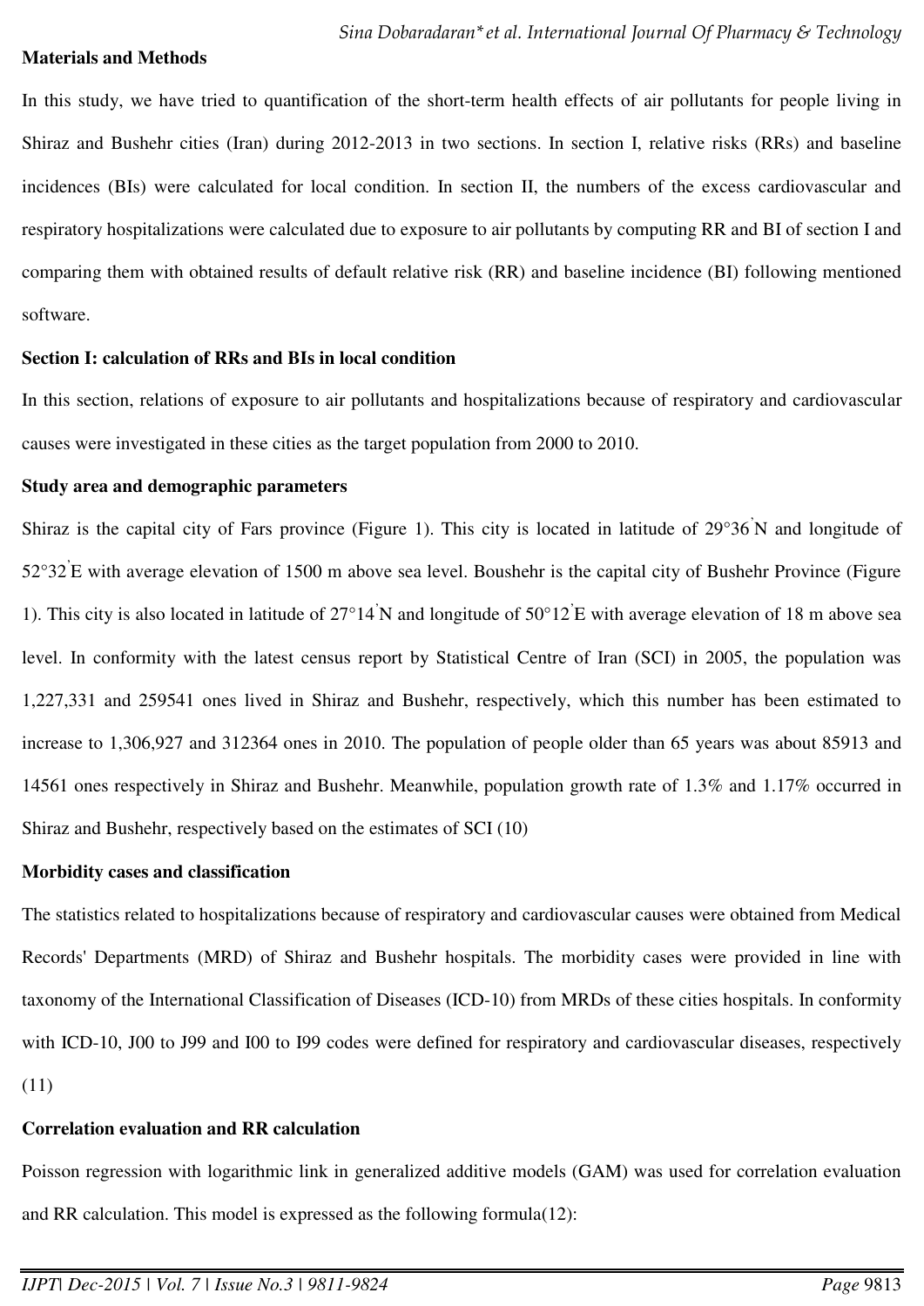## Materials and Methods

In this study, we have tried to quantification of the short-term health effects of air pollutants for people living in Shiraz and Bushehr cities (Iran) during 2012-2013 in two sections. In section I, relative risks (RRs) and baseline incidences (BIs) were calculated for local condition. In section II, the numbers of the excess cardiovascular and respiratory hospitalizations were calculated due to exposure to air pollutants by computing RR and BI of section I and comparing them with obtained results of default relative risk (RR) and baseline incidence (BI) following mentioned software.

### Section I: calculation of RRs and BIs in local condition

In this section, relations of exposure to air pollutants and hospitalizations because of respiratory and cardiovascular causes were investigated in these cities as the target population from 2000 to 2010.

### Study area and demographic parameters

Shiraz is the capital city of Fars province (Figure 1). This city is located in latitude of 29°36'N and longitude of 52°32'E with average elevation of 1500 m above sea level. Boushehr is the capital city of Bushehr Province (Figure 1). This city is also located in latitude of 27°14'N and longitude of 50°12'E with average elevation of 18 m above sea level. In conformity with the latest census report by Statistical Centre of Iran (SCI) in 2005, the population was 1,227,331 and 259541 ones lived in Shiraz and Bushehr, respectively, which this number has been estimated to increase to 1,306,927 and 312364 ones in 2010. The population of people older than 65 years was about 85913 and 14561 ones respectively in Shiraz and Bushehr. Meanwhile, population growth rate of 1.3% and 1.17% occurred in Shiraz and Bushehr, respectively based on the estimates of SCI (10)

### Morbidity cases and classification

The statistics related to hospitalizations because of respiratory and cardiovascular causes were obtained from Medical Records' Departments (MRD) of Shiraz and Bushehr hospitals. The morbidity cases were provided in line with taxonomy of the International Classification of Diseases (ICD-10) from MRDs of these cities hospitals. In conformity with ICD-10, J00 to J99 and I00 to I99 codes were defined for respiratory and cardiovascular diseases, respectively (11)

### Correlation evaluation and RR calculation

Poisson regression with logarithmic link in generalized additive models (GAM) was used for correlation evaluation and RR calculation. This model is expressed as the following formula(12):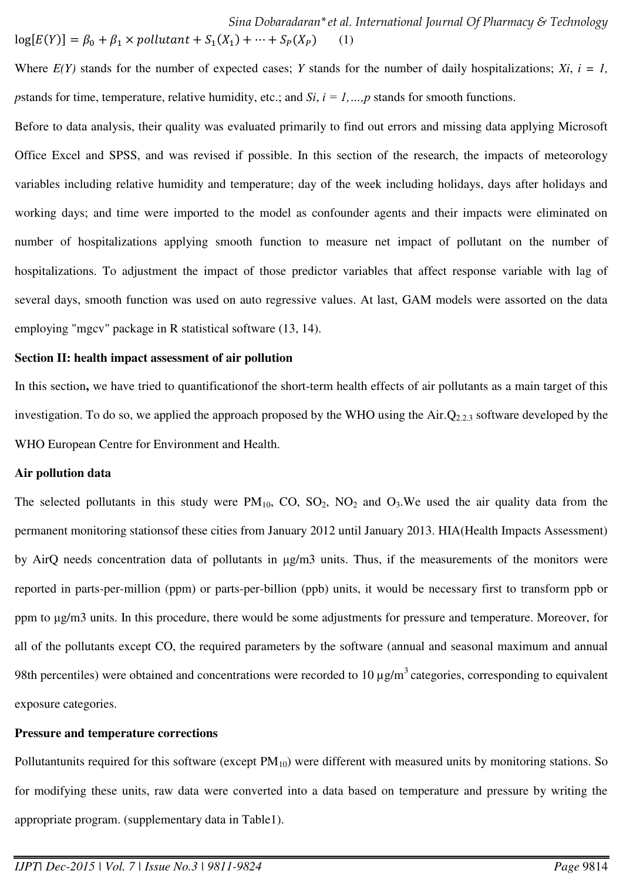$$\log[E(Y)] = \beta_0 + \beta_1 \times pollutant + S_1(X_1) + \cdots + S_P(X_P) \qquad (1)$$

Where *E(Y)* stands for the number of expected cases; *Y* stands for the number of daily hospitalizations; $X_i$, $i = 1$, *p*stands for time, temperature, relative humidity, etc.; and $S_i$, $i = 1,\ldots,p$ stands for smooth functions.

Before to data analysis, their quality was evaluated primarily to find out errors and missing data applying Microsoft Office Excel and SPSS, and was revised if possible. In this section of the research, the impacts of meteorology variables including relative humidity and temperature; day of the week including holidays, days after holidays and working days; and time were imported to the model as confounder agents and their impacts were eliminated on number of hospitalizations applying smooth function to measure net impact of pollutant on the number of hospitalizations. To adjustment the impact of those predictor variables that affect response variable with lag of several days, smooth function was used on auto regressive values. At last, GAM models were assorted on the data employing "mgcv" package in R statistical software (13, 14).

**Section II: health impact assessment of air pollution**

In this section**,** we have tried to quantificationof the short-term health effects of air pollutants as a main target of this investigation. To do so, we applied the approach proposed by the WHO using the Air.$Q_{2.2.3}$ software developed by the WHO European Centre for Environment and Health.

**Air pollution data**

The selected pollutants in this study were $PM_{10}$, CO, $SO_2$, $NO_2$ and $O_3$.We used the air quality data from the permanent monitoring stationsof these cities from January 2012 until January 2013. HIA(Health Impacts Assessment) by AirQ needs concentration data of pollutants in μg/m3 units. Thus, if the measurements of the monitors were reported in parts-per-million (ppm) or parts-per-billion (ppb) units, it would be necessary first to transform ppb or ppm to μg/m3 units. In this procedure, there would be some adjustments for pressure and temperature. Moreover, for all of the pollutants except CO, the required parameters by the software (annual and seasonal maximum and annual 98th percentiles) were obtained and concentrations were recorded to 10 $\mu g/m^3$ categories, corresponding to equivalent exposure categories.

**Pressure and temperature corrections**

Pollutantunits required for this software (except $PM_{10}$) were different with measured units by monitoring stations. So for modifying these units, raw data were converted into a data based on temperature and pressure by writing the appropriate program. (supplementary data in Table1).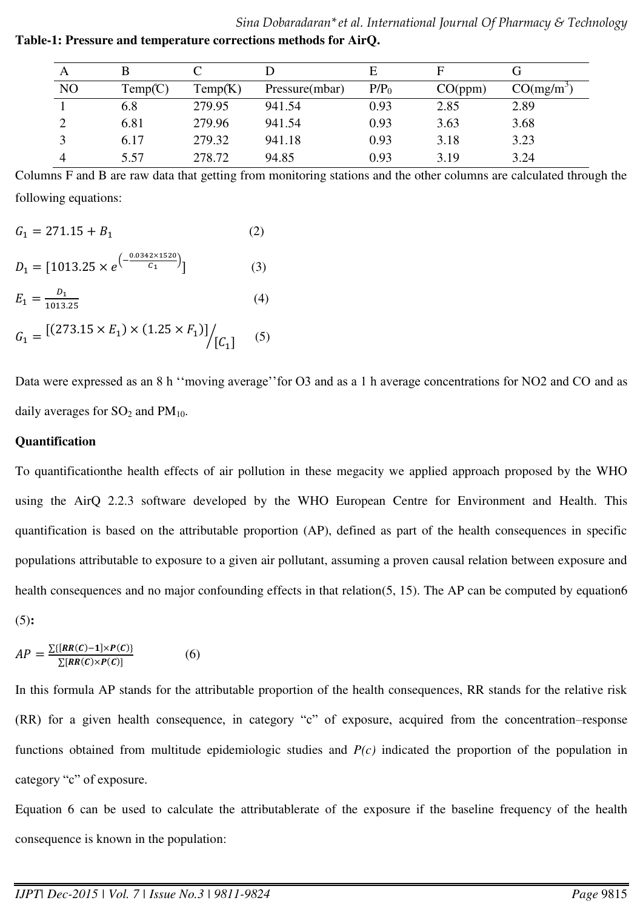**Table-1: Pressure and temperature corrections methods for AirQ.**

| A | B | C | D | E | F | G |
|---|---|---|---|---|---|---|
| NO | Temp(℃) | Temp(K) | Pressure(mbar) | $P/P_0$ | CO(ppm) | CO(mg/m$^3$) |
| 1 | 6.8 | 279.95 | 941.54 | 0.93 | 2.85 | 2.89 |
| 2 | 6.81 | 279.96 | 941.54 | 0.93 | 3.63 | 3.68 |
| 3 | 6.17 | 279.32 | 941.18 | 0.93 | 3.18 | 3.23 |
| 4 | 5.57 | 278.72 | 94.85 | 0.93 | 3.19 | 3.24 |

Columns F and B are raw data that getting from monitoring stations and the other columns are calculated through the following equations:

$$G_1 = 271.15 + B_1 \qquad (2)$$

$$D_1 = [1013.25 \times e^{\left(-\frac{0.0342 \times 1520}{C_1}\right)}] \qquad (3)$$

$$E_1 = \frac{D_1}{1013.25} \qquad (4)$$

$$G_1 = {[(273.15 \times E_1) \times (1.25 \times F_1)]}\Big/{[C_1]} \qquad (5)$$

Data were expressed as an 8 h ''moving average''for O3 and as a 1 h average concentrations for NO2 and CO and as daily averages for $SO_2$ and $PM_{10}$.

**Quantification**

To quantificationthe health effects of air pollution in these megacity we applied approach proposed by the WHO using the AirQ 2.2.3 software developed by the WHO European Centre for Environment and Health. This quantification is based on the attributable proportion (AP), defined as part of the health consequences in specific populations attributable to exposure to a given air pollutant, assuming a proven causal relation between exposure and health consequences and no major confounding effects in that relation(5, 15). The AP can be computed by equation6 (5)**:**

$$AP = \frac{\sum\{[\boldsymbol{RR(C)-1}] \times \boldsymbol{P(C)}\}}{\sum[\boldsymbol{RR(C)} \times \boldsymbol{P(C)}]} \qquad (6)$$

In this formula AP stands for the attributable proportion of the health consequences, RR stands for the relative risk (RR) for a given health consequence, in category "c" of exposure, acquired from the concentration–response functions obtained from multitude epidemiologic studies and *P(c)* indicated the proportion of the population in category "c" of exposure.

Equation 6 can be used to calculate the attributablerate of the exposure if the baseline frequency of the health consequence is known in the population: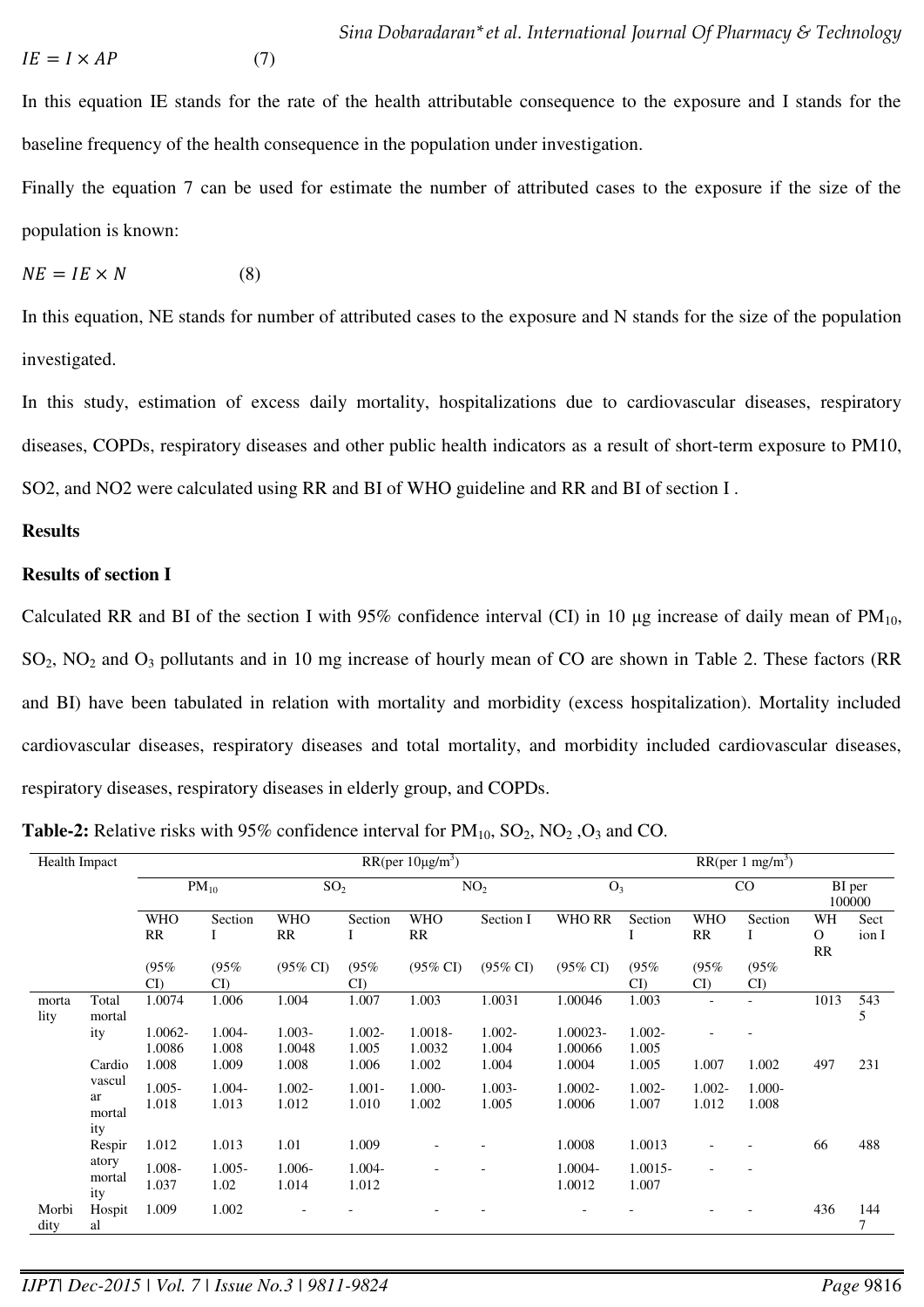$$IE = I \times AP \quad (7)$$

In this equation IE stands for the rate of the health attributable consequence to the exposure and I stands for the baseline frequency of the health consequence in the population under investigation.

Finally the equation 7 can be used for estimate the number of attributed cases to the exposure if the size of the population is known:

$$NE = IE \times N \quad (8)$$

In this equation, NE stands for number of attributed cases to the exposure and N stands for the size of the population investigated.

In this study, estimation of excess daily mortality, hospitalizations due to cardiovascular diseases, respiratory diseases, COPDs, respiratory diseases and other public health indicators as a result of short-term exposure to PM10, SO2, and NO2 were calculated using RR and BI of WHO guideline and RR and BI of section I .

**Results**

**Results of section I**

Calculated RR and BI of the section I with 95% confidence interval (CI) in 10 μg increase of daily mean of $PM_{10}$, $SO_2$, $NO_2$ and $O_3$ pollutants and in 10 mg increase of hourly mean of CO are shown in Table 2. These factors (RR and BI) have been tabulated in relation with mortality and morbidity (excess hospitalization). Mortality included cardiovascular diseases, respiratory diseases and total mortality, and morbidity included cardiovascular diseases, respiratory diseases, respiratory diseases in elderly group, and COPDs.

**Table-2:** Relative risks with 95% confidence interval for $PM_{10}$, $SO_2$, $NO_2$ ,$O_3$ and CO.

| Health Impact | | RR(per 10μg/m$^3$) | | | | | | | | RR(per 1 mg/m$^3$) | | | |
|---|---|---|---|---|---|---|---|---|---|---|---|---|---|
| | | $PM_{10}$ | | $SO_2$ | | $NO_2$ | | $O_3$ | | CO | | BI per 100000 | |
| | | WHO RR (95% CI) | Section I (95% CI) | WHO RR (95% CI) | Section I (95% CI) | WHO RR (95% CI) | Section I (95% CI) | WHO RR (95% CI) | Section I (95% CI) | WHO RR (95% CI) | Section I (95% CI) | WHO RR | Section I |
| mortality | Total mortality | 1.0074 | 1.006 | 1.004 | 1.007 | 1.003 | 1.0031 | 1.00046 | 1.003 | - | - | 1013 | 5435 |
| | | 1.0062-1.0086 | 1.004-1.008 | 1.003-1.0048 | 1.002-1.005 | 1.0018-1.0032 | 1.002-1.004 | 1.00023-1.00066 | 1.002-1.005 | - | - | | |
| | Cardiovascular mortality | 1.008 | 1.009 | 1.008 | 1.006 | 1.002 | 1.004 | 1.0004 | 1.005 | 1.007 | 1.002 | 497 | 231 |
| | | 1.005-1.018 | 1.004-1.013 | 1.002-1.012 | 1.001-1.010 | 1.000-1.002 | 1.003-1.005 | 1.0002-1.0006 | 1.002-1.007 | 1.002-1.012 | 1.000-1.008 | | |
| | Respiratory mortality | 1.012 | 1.013 | 1.01 | 1.009 | - | - | 1.0008 | 1.0013 | - | - | 66 | 488 |
| | | 1.008-1.037 | 1.005-1.02 | 1.006-1.014 | 1.004-1.012 | - | - | 1.0004-1.0012 | 1.0015-1.007 | - | - | | |
| Morbidity | Hospital | 1.009 | 1.002 | - | - | - | - | - | - | - | - | 436 | 1447 |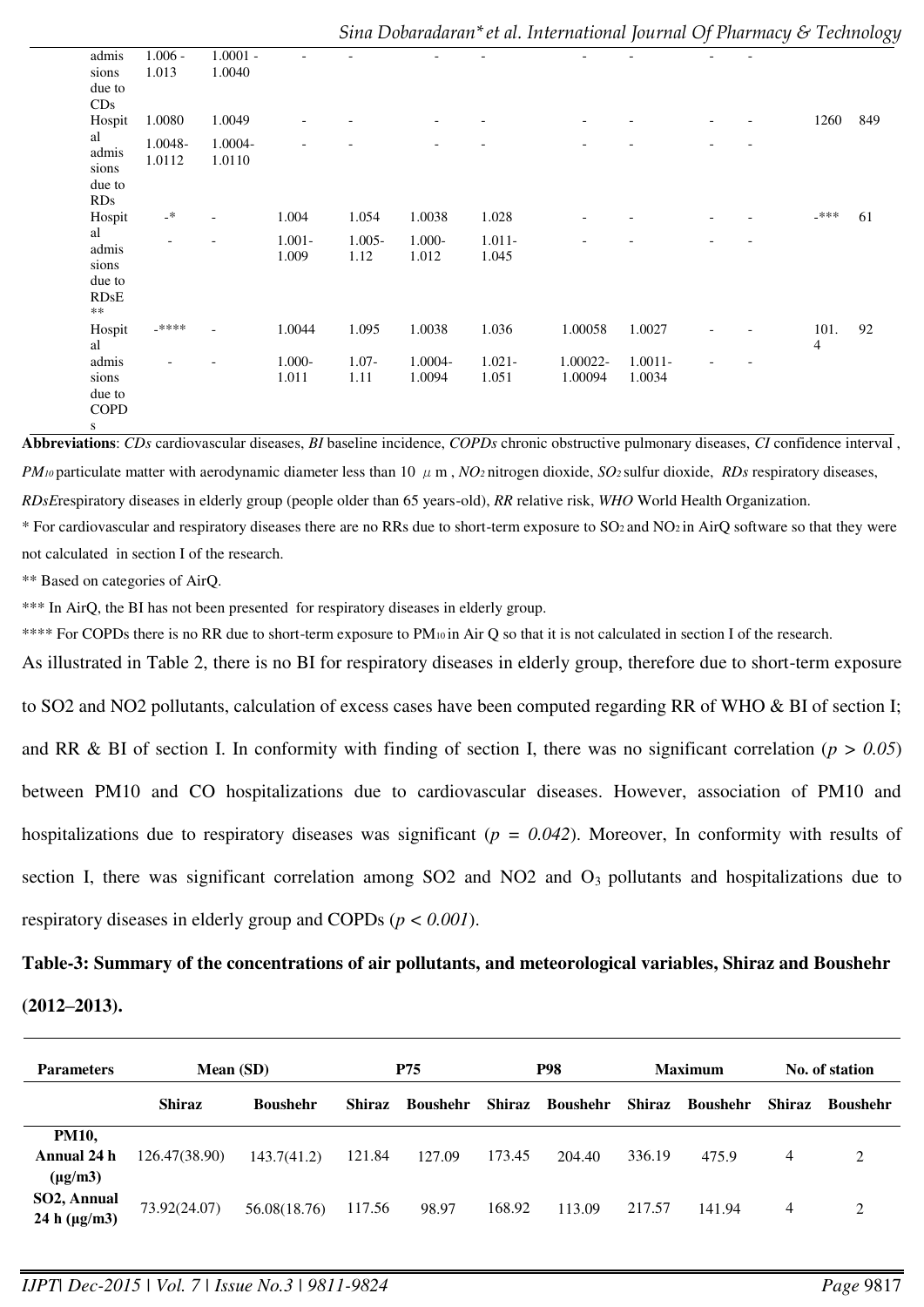| | | | | | | | | | | | | |
|---|---|---|---|---|---|---|---|---|---|---|---|---|
| admissions due to CDs | 1.006 - 1.013 | 1.0001 - 1.0040 | - | - | - | - | - | - | - | - | | |
| Hospital admissions due to RDs | 1.0080 | 1.0049 | - | - | - | - | - | - | - | - | 1260 | 849 |
| | 1.0048-1.0112 | 1.0004-1.0110 | - | - | - | - | - | - | - | - | | |
| Hospital admissions due to RDsE** | -* | - | 1.004 | 1.054 | 1.0038 | 1.028 | - | - | - | - | -*** | 61 |
| | - | - | 1.001-1.009 | 1.005-1.12 | 1.000-1.012 | 1.011-1.045 | - | - | - | - | | |
| Hospital admissions due to COPDs | -**** | - | 1.0044 | 1.095 | 1.0038 | 1.036 | 1.00058 | 1.0027 | - | - | 101.4 | 92 |
| | - | - | 1.000-1.011 | 1.07-1.11 | 1.0004-1.0094 | 1.021-1.051 | 1.00022-1.00094 | 1.0011-1.0034 | - | - | | |

**Abbreviations**: *CDs* cardiovascular diseases, *BI* baseline incidence, *COPDs* chronic obstructive pulmonary diseases, *CI* confidence interval, *$PM_{10}$* particulate matter with aerodynamic diameter less than 10 μ m, *$NO_2$* nitrogen dioxide, *$SO_2$* sulfur dioxide, *RDs* respiratory diseases, *RDsE* respiratory diseases in elderly group (people older than 65 years-old), *RR* relative risk, *WHO* World Health Organization.

\* For cardiovascular and respiratory diseases there are no RRs due to short-term exposure to $SO_2$ and $NO_2$ in AirQ software so that they were not calculated in section I of the research.

** Based on categories of AirQ.

*** In AirQ, the BI has not been presented for respiratory diseases in elderly group.

**** For COPDs there is no RR due to short-term exposure to $PM_{10}$ in Air Q so that it is not calculated in section I of the research.

As illustrated in Table 2, there is no BI for respiratory diseases in elderly group, therefore due to short-term exposure to SO2 and NO2 pollutants, calculation of excess cases have been computed regarding RR of WHO & BI of section I; and RR & BI of section I. In conformity with finding of section I, there was no significant correlation ($p > 0.05$) between PM10 and CO hospitalizations due to cardiovascular diseases. However, association of PM10 and hospitalizations due to respiratory diseases was significant ($p = 0.042$). Moreover, In conformity with results of section I, there was significant correlation among SO2 and NO2 and $O_3$ pollutants and hospitalizations due to respiratory diseases in elderly group and COPDs ($p < 0.001$).

**Table-3: Summary of the concentrations of air pollutants, and meteorological variables, Shiraz and Boushehr (2012–2013).**

| Parameters | Mean (SD) | | P75 | | P98 | | Maximum | | No. of station | |
|---|---|---|---|---|---|---|---|---|---|---|
| | Shiraz | Boushehr | Shiraz | Boushehr | Shiraz | Boushehr | Shiraz | Boushehr | Shiraz | Boushehr |
| **PM10, Annual 24 h (μg/m3)** | 126.47(38.90) | 143.7(41.2) | 121.84 | 127.09 | 173.45 | 204.40 | 336.19 | 475.9 | 4 | 2 |
| **SO2, Annual 24 h (μg/m3)** | 73.92(24.07) | 56.08(18.76) | 117.56 | 98.97 | 168.92 | 113.09 | 217.57 | 141.94 | 4 | 2 |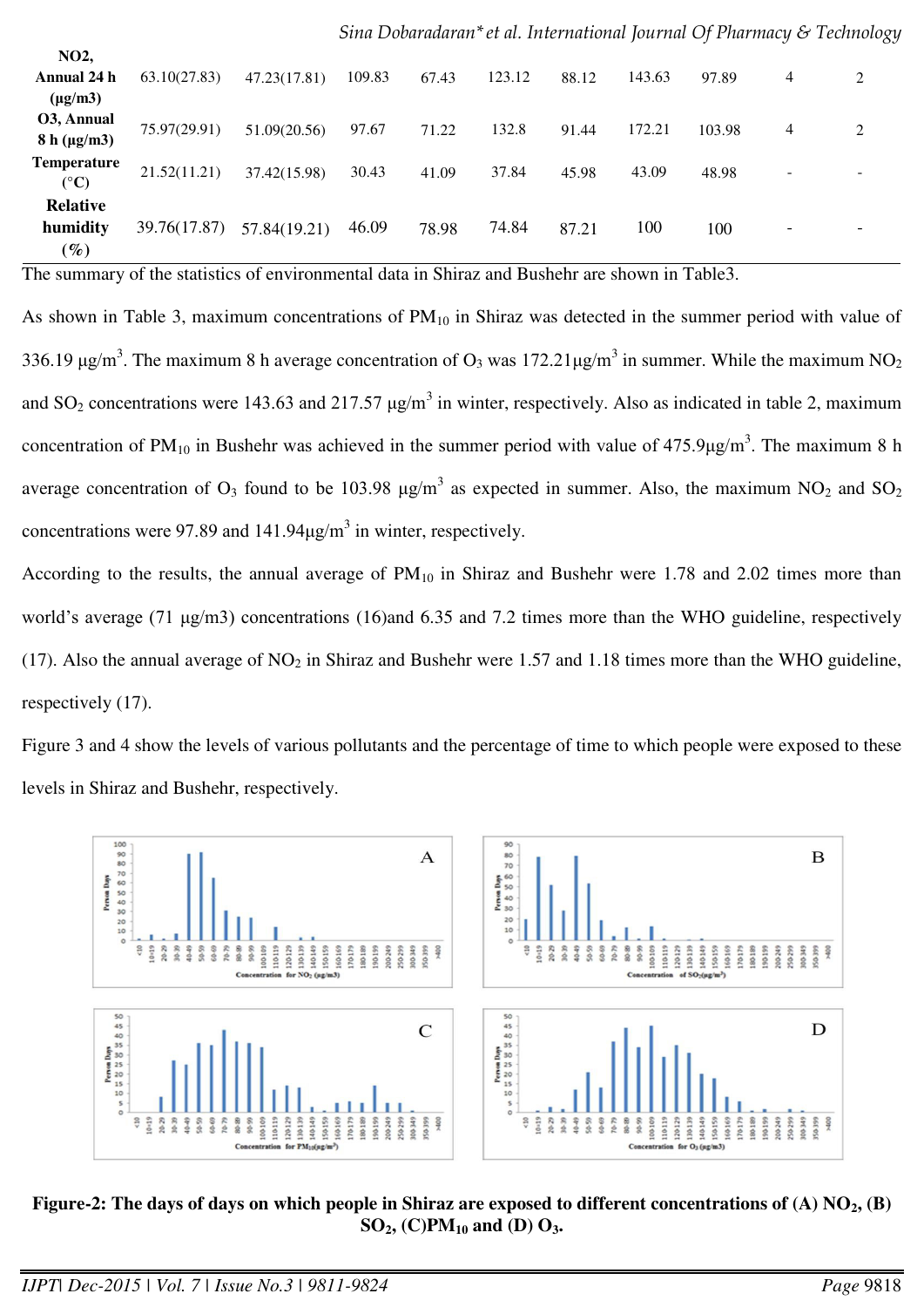| NO2, Annual 24 h (μg/m3) | 63.10(27.83) | 47.23(17.81) | 109.83 | 67.43 | 123.12 | 88.12 | 143.63 | 97.89 | 4 | 2 |
|---|---|---|---|---|---|---|---|---|---|---|
| O3, Annual 8 h (μg/m3) | 75.97(29.91) | 51.09(20.56) | 97.67 | 71.22 | 132.8 | 91.44 | 172.21 | 103.98 | 4 | 2 |
| Temperature (°C) | 21.52(11.21) | 37.42(15.98) | 30.43 | 41.09 | 37.84 | 45.98 | 43.09 | 48.98 | - | - |
| Relative humidity (%) | 39.76(17.87) | 57.84(19.21) | 46.09 | 78.98 | 74.84 | 87.21 | 100 | 100 | - | - |

The summary of the statistics of environmental data in Shiraz and Bushehr are shown in Table3.

As shown in Table 3, maximum concentrations of $PM_{10}$ in Shiraz was detected in the summer period with value of 336.19 μg/m$^3$. The maximum 8 h average concentration of $O_3$ was 172.21μg/m$^3$ in summer. While the maximum $NO_2$ and $SO_2$ concentrations were 143.63 and 217.57 μg/m$^3$ in winter, respectively. Also as indicated in table 2, maximum concentration of $PM_{10}$ in Bushehr was achieved in the summer period with value of 475.9μg/m$^3$. The maximum 8 h average concentration of $O_3$ found to be 103.98 μg/m$^3$ as expected in summer. Also, the maximum $NO_2$ and $SO_2$ concentrations were 97.89 and 141.94μg/m$^3$ in winter, respectively.

According to the results, the annual average of $PM_{10}$ in Shiraz and Bushehr were 1.78 and 2.02 times more than world's average (71 μg/m3) concentrations (16)and 6.35 and 7.2 times more than the WHO guideline, respectively (17). Also the annual average of $NO_2$ in Shiraz and Bushehr were 1.57 and 1.18 times more than the WHO guideline, respectively (17).

Figure 3 and 4 show the levels of various pollutants and the percentage of time to which people were exposed to these levels in Shiraz and Bushehr, respectively.

**Figure-2: The days of days on which people in Shiraz are exposed to different concentrations of (A) $NO_2$, (B) $SO_2$, (C)$PM_{10}$ and (D) $O_3$.**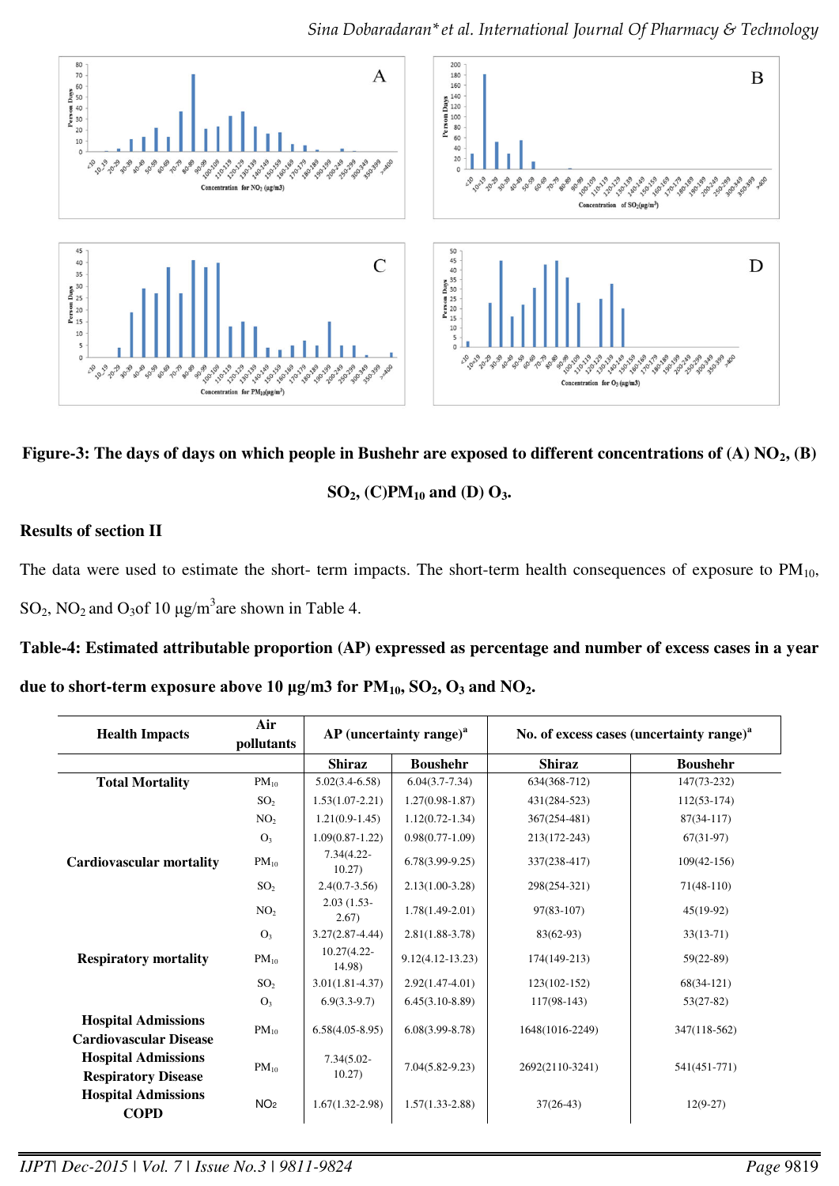**Figure-3: The days of days on which people in Bushehr are exposed to different concentrations of (A) $NO_2$, (B) $SO_2$, (C) $PM_{10}$ and (D) $O_3$.**

**Results of section II**

The data were used to estimate the short- term impacts. The short-term health consequences of exposure to $PM_{10}$, $SO_2$, $NO_2$ and $O_3$of 10 $\mu g/m^3$are shown in Table 4.

**Table-4: Estimated attributable proportion (AP) expressed as percentage and number of excess cases in a year due to short-term exposure above 10 µg/m3 for $PM_{10}$, $SO_2$, $O_3$ and $NO_2$.**

| Health Impacts | Air pollutants | AP (uncertainty range)[a] | | No. of excess cases (uncertainty range)[a] | |
|---|---|---|---|---|---|
| | | Shiraz | Boushehr | Shiraz | Boushehr |
| **Total Mortality** | $PM_{10}$ | 5.02(3.4-6.58) | 6.04(3.7-7.34) | 634(368-712) | 147(73-232) |
| | $SO_2$ | 1.53(1.07-2.21) | 1.27(0.98-1.87) | 431(284-523) | 112(53-174) |
| | $NO_2$ | 1.21(0.9-1.45) | 1.12(0.72-1.34) | 367(254-481) | 87(34-117) |
| | $O_3$ | 1.09(0.87-1.22) | 0.98(0.77-1.09) | 213(172-243) | 67(31-97) |
| **Cardiovascular mortality** | $PM_{10}$ | 7.34(4.22-10.27) | 6.78(3.99-9.25) | 337(238-417) | 109(42-156) |
| | $SO_2$ | 2.4(0.7-3.56) | 2.13(1.00-3.28) | 298(254-321) | 71(48-110) |
| | $NO_2$ | 2.03 (1.53-2.67) | 1.78(1.49-2.01) | 97(83-107) | 45(19-92) |
| | $O_3$ | 3.27(2.87-4.44) | 2.81(1.88-3.78) | 83(62-93) | 33(13-71) |
| **Respiratory mortality** | $PM_{10}$ | 10.27(4.22-14.98) | 9.12(4.12-13.23) | 174(149-213) | 59(22-89) |
| | $SO_2$ | 3.01(1.81-4.37) | 2.92(1.47-4.01) | 123(102-152) | 68(34-121) |
| | $O_3$ | 6.9(3.3-9.7) | 6.45(3.10-8.89) | 117(98-143) | 53(27-82) |
| **Hospital Admissions Cardiovascular Disease** | $PM_{10}$ | 6.58(4.05-8.95) | 6.08(3.99-8.78) | 1648(1016-2249) | 347(118-562) |
| **Hospital Admissions Respiratory Disease** | $PM_{10}$ | 7.34(5.02-10.27) | 7.04(5.82-9.23) | 2692(2110-3241) | 541(451-771) |
| **Hospital Admissions COPD** | $NO_2$ | 1.67(1.32-2.98) | 1.57(1.33-2.88) | 37(26-43) | 12(9-27) |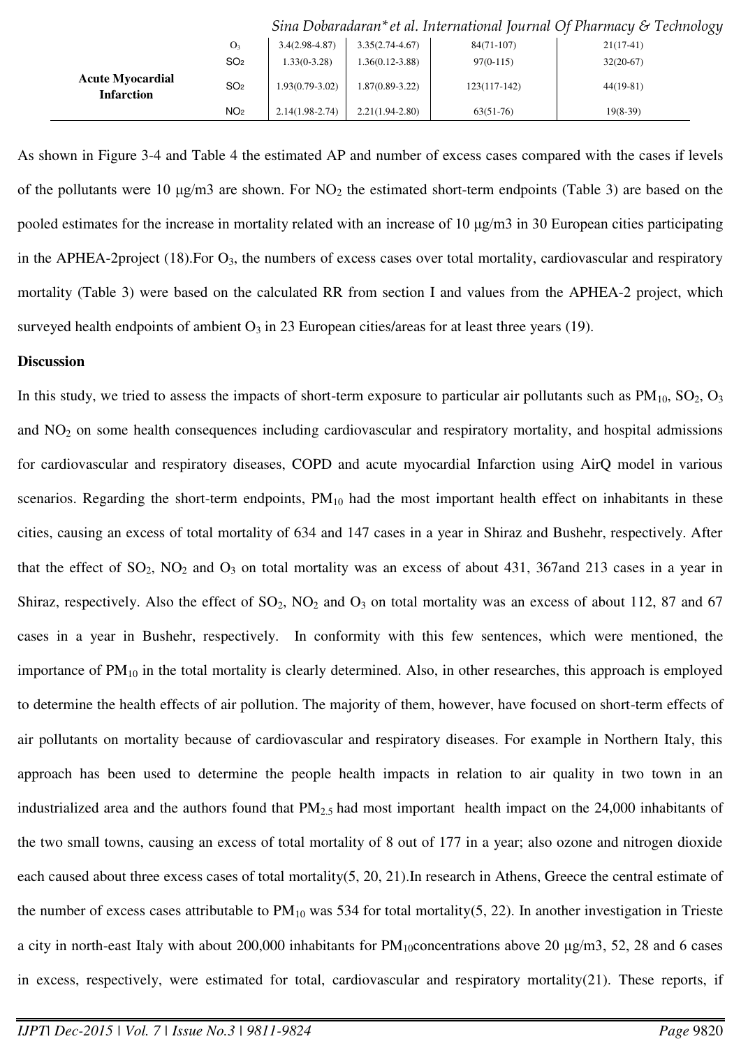| | | | | | |
|---|---|---|---|---|---|
| | $O_3$ | 3.4(2.98-4.87) | 3.35(2.74-4.67) | 84(71-107) | 21(17-41) |
| | $SO_2$ | 1.33(0-3.28) | 1.36(0.12-3.88) | 97(0-115) | 32(20-67) |
| **Acute Myocardial Infarction** | $SO_2$ | 1.93(0.79-3.02) | 1.87(0.89-3.22) | 123(117-142) | 44(19-81) |
| | $NO_2$ | 2.14(1.98-2.74) | 2.21(1.94-2.80) | 63(51-76) | 19(8-39) |

As shown in Figure 3-4 and Table 4 the estimated AP and number of excess cases compared with the cases if levels of the pollutants were 10 μg/m3 are shown. For $NO_2$ the estimated short-term endpoints (Table 3) are based on the pooled estimates for the increase in mortality related with an increase of 10 μg/m3 in 30 European cities participating in the APHEA-2project (18).For $O_3$, the numbers of excess cases over total mortality, cardiovascular and respiratory mortality (Table 3) were based on the calculated RR from section I and values from the APHEA-2 project, which surveyed health endpoints of ambient $O_3$ in 23 European cities/areas for at least three years (19).

**Discussion**

In this study, we tried to assess the impacts of short-term exposure to particular air pollutants such as $PM_{10}$, $SO_2$, $O_3$ and $NO_2$ on some health consequences including cardiovascular and respiratory mortality, and hospital admissions for cardiovascular and respiratory diseases, COPD and acute myocardial Infarction using AirQ model in various scenarios. Regarding the short-term endpoints, $PM_{10}$ had the most important health effect on inhabitants in these cities, causing an excess of total mortality of 634 and 147 cases in a year in Shiraz and Bushehr, respectively. After that the effect of $SO_2$, $NO_2$ and $O_3$ on total mortality was an excess of about 431, 367and 213 cases in a year in Shiraz, respectively. Also the effect of $SO_2$, $NO_2$ and $O_3$ on total mortality was an excess of about 112, 87 and 67 cases in a year in Bushehr, respectively. In conformity with this few sentences, which were mentioned, the importance of $PM_{10}$ in the total mortality is clearly determined. Also, in other researches, this approach is employed to determine the health effects of air pollution. The majority of them, however, have focused on short-term effects of air pollutants on mortality because of cardiovascular and respiratory diseases. For example in Northern Italy, this approach has been used to determine the people health impacts in relation to air quality in two town in an industrialized area and the authors found that $PM_{2.5}$ had most important health impact on the 24,000 inhabitants of the two small towns, causing an excess of total mortality of 8 out of 177 in a year; also ozone and nitrogen dioxide each caused about three excess cases of total mortality(5, 20, 21).In research in Athens, Greece the central estimate of the number of excess cases attributable to $PM_{10}$ was 534 for total mortality(5, 22). In another investigation in Trieste a city in north-east Italy with about 200,000 inhabitants for $PM_{10}$concentrations above 20 μg/m3, 52, 28 and 6 cases in excess, respectively, were estimated for total, cardiovascular and respiratory mortality(21). These reports, if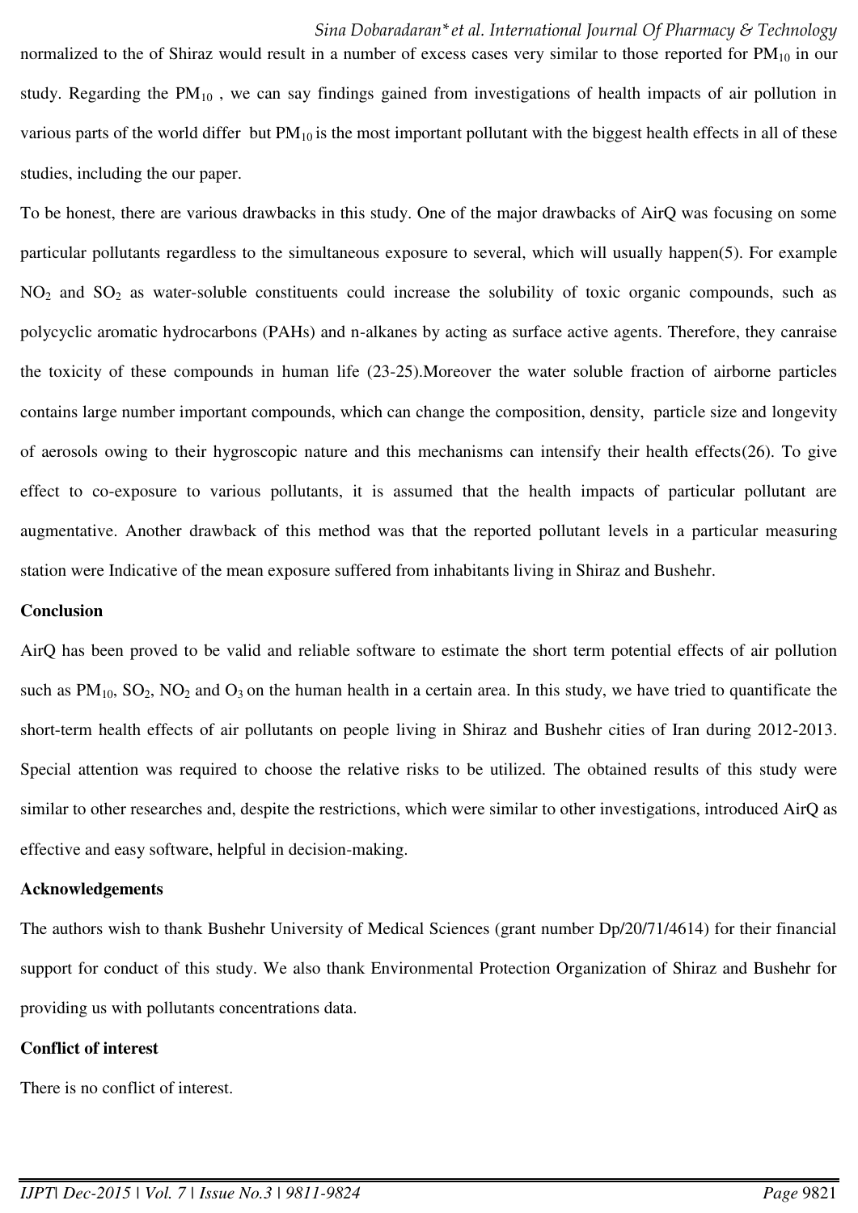normalized to the of Shiraz would result in a number of excess cases very similar to those reported for $PM_{10}$ in our study. Regarding the $PM_{10}$ , we can say findings gained from investigations of health impacts of air pollution in various parts of the world differ but $PM_{10}$ is the most important pollutant with the biggest health effects in all of these studies, including the our paper.

To be honest, there are various drawbacks in this study. One of the major drawbacks of AirQ was focusing on some particular pollutants regardless to the simultaneous exposure to several, which will usually happen(5). For example $NO_2$ and $SO_2$ as water-soluble constituents could increase the solubility of toxic organic compounds, such as polycyclic aromatic hydrocarbons (PAHs) and n-alkanes by acting as surface active agents. Therefore, they canraise the toxicity of these compounds in human life (23-25).Moreover the water soluble fraction of airborne particles contains large number important compounds, which can change the composition, density, particle size and longevity of aerosols owing to their hygroscopic nature and this mechanisms can intensify their health effects(26). To give effect to co-exposure to various pollutants, it is assumed that the health impacts of particular pollutant are augmentative. Another drawback of this method was that the reported pollutant levels in a particular measuring station were Indicative of the mean exposure suffered from inhabitants living in Shiraz and Bushehr.

**Conclusion**

AirQ has been proved to be valid and reliable software to estimate the short term potential effects of air pollution such as $PM_{10}$, $SO_2$, $NO_2$ and $O_3$ on the human health in a certain area. In this study, we have tried to quantificate the short-term health effects of air pollutants on people living in Shiraz and Bushehr cities of Iran during 2012-2013. Special attention was required to choose the relative risks to be utilized. The obtained results of this study were similar to other researches and, despite the restrictions, which were similar to other investigations, introduced AirQ as effective and easy software, helpful in decision-making.

**Acknowledgements**

The authors wish to thank Bushehr University of Medical Sciences (grant number Dp/20/71/4614) for their financial support for conduct of this study. We also thank Environmental Protection Organization of Shiraz and Bushehr for providing us with pollutants concentrations data.

**Conflict of interest**

There is no conflict of interest.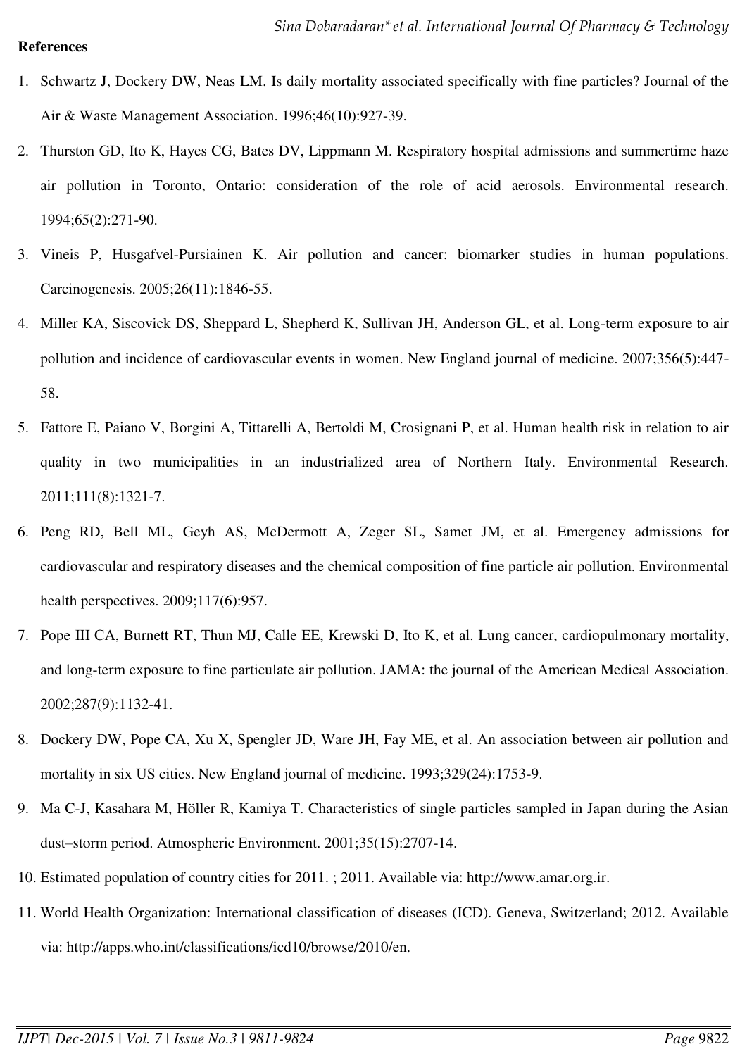**References**

1. Schwartz J, Dockery DW, Neas LM. Is daily mortality associated specifically with fine particles? Journal of the Air & Waste Management Association. 1996;46(10):927-39.
2. Thurston GD, Ito K, Hayes CG, Bates DV, Lippmann M. Respiratory hospital admissions and summertime haze air pollution in Toronto, Ontario: consideration of the role of acid aerosols. Environmental research. 1994;65(2):271-90.
3. Vineis P, Husgafvel-Pursiainen K. Air pollution and cancer: biomarker studies in human populations. Carcinogenesis. 2005;26(11):1846-55.
4. Miller KA, Siscovick DS, Sheppard L, Shepherd K, Sullivan JH, Anderson GL, et al. Long-term exposure to air pollution and incidence of cardiovascular events in women. New England journal of medicine. 2007;356(5):447-58.
5. Fattore E, Paiano V, Borgini A, Tittarelli A, Bertoldi M, Crosignani P, et al. Human health risk in relation to air quality in two municipalities in an industrialized area of Northern Italy. Environmental Research. 2011;111(8):1321-7.
6. Peng RD, Bell ML, Geyh AS, McDermott A, Zeger SL, Samet JM, et al. Emergency admissions for cardiovascular and respiratory diseases and the chemical composition of fine particle air pollution. Environmental health perspectives. 2009;117(6):957.
7. Pope III CA, Burnett RT, Thun MJ, Calle EE, Krewski D, Ito K, et al. Lung cancer, cardiopulmonary mortality, and long-term exposure to fine particulate air pollution. JAMA: the journal of the American Medical Association. 2002;287(9):1132-41.
8. Dockery DW, Pope CA, Xu X, Spengler JD, Ware JH, Fay ME, et al. An association between air pollution and mortality in six US cities. New England journal of medicine. 1993;329(24):1753-9.
9. Ma C-J, Kasahara M, Höller R, Kamiya T. Characteristics of single particles sampled in Japan during the Asian dust–storm period. Atmospheric Environment. 2001;35(15):2707-14.
10. Estimated population of country cities for 2011. ; 2011. Available via: http://www.amar.org.ir.
11. World Health Organization: International classification of diseases (ICD). Geneva, Switzerland; 2012. Available via: http://apps.who.int/classifications/icd10/browse/2010/en.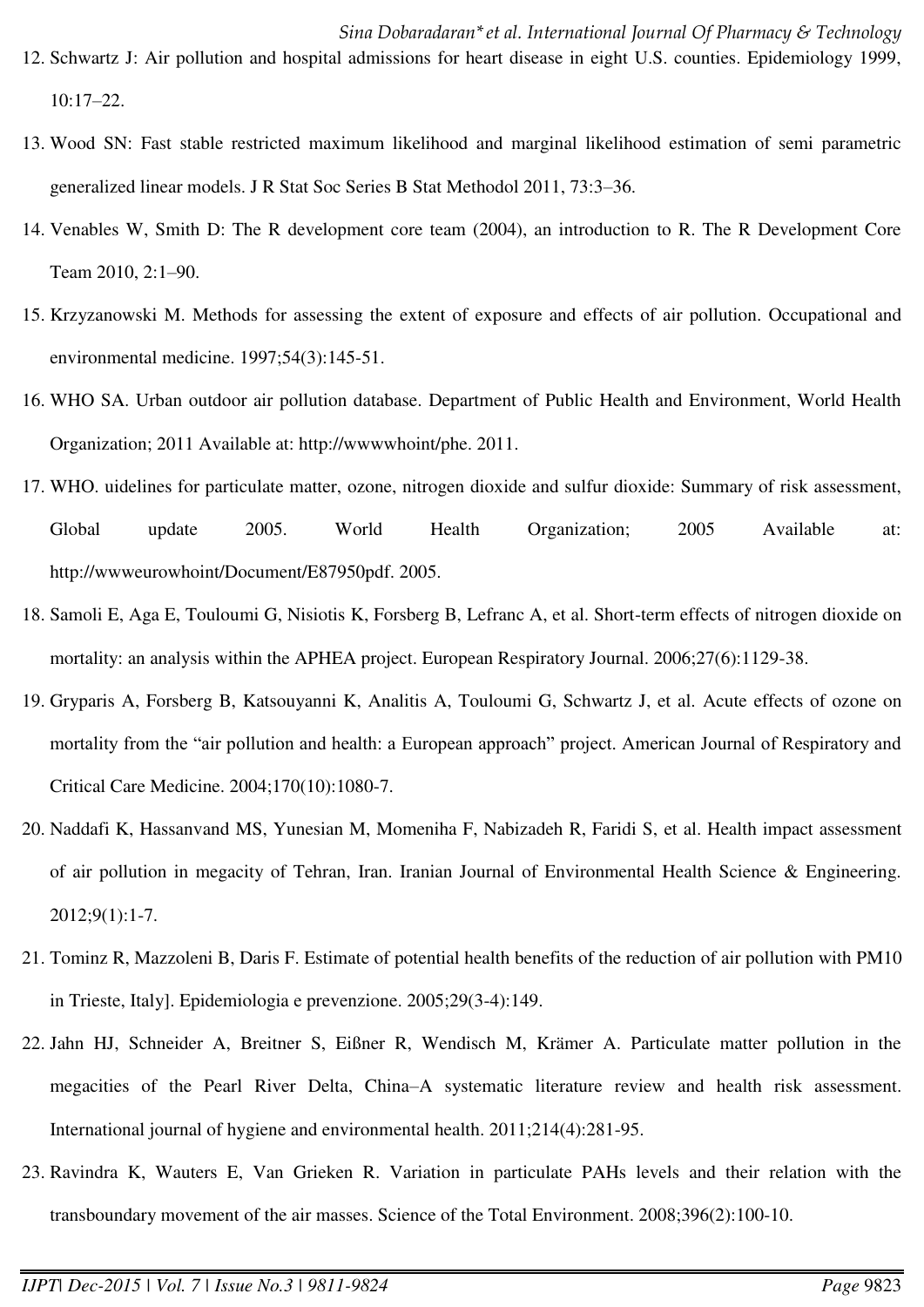12. Schwartz J: Air pollution and hospital admissions for heart disease in eight U.S. counties. Epidemiology 1999, 10:17–22.
13. Wood SN: Fast stable restricted maximum likelihood and marginal likelihood estimation of semi parametric generalized linear models. J R Stat Soc Series B Stat Methodol 2011, 73:3–36.
14. Venables W, Smith D: The R development core team (2004), an introduction to R. The R Development Core Team 2010, 2:1–90.
15. Krzyzanowski M. Methods for assessing the extent of exposure and effects of air pollution. Occupational and environmental medicine. 1997;54(3):145-51.
16. WHO SA. Urban outdoor air pollution database. Department of Public Health and Environment, World Health Organization; 2011 Available at: http://wwwwhoint/phe. 2011.
17. WHO. uidelines for particulate matter, ozone, nitrogen dioxide and sulfur dioxide: Summary of risk assessment, Global update 2005. World Health Organization; 2005 Available at: http://wwweurowhoint/Document/E87950pdf. 2005.
18. Samoli E, Aga E, Touloumi G, Nisiotis K, Forsberg B, Lefranc A, et al. Short-term effects of nitrogen dioxide on mortality: an analysis within the APHEA project. European Respiratory Journal. 2006;27(6):1129-38.
19. Gryparis A, Forsberg B, Katsouyanni K, Analitis A, Touloumi G, Schwartz J, et al. Acute effects of ozone on mortality from the "air pollution and health: a European approach" project. American Journal of Respiratory and Critical Care Medicine. 2004;170(10):1080-7.
20. Naddafi K, Hassanvand MS, Yunesian M, Momeniha F, Nabizadeh R, Faridi S, et al. Health impact assessment of air pollution in megacity of Tehran, Iran. Iranian Journal of Environmental Health Science & Engineering. 2012;9(1):1-7.
21. Tominz R, Mazzoleni B, Daris F. Estimate of potential health benefits of the reduction of air pollution with PM10 in Trieste, Italy]. Epidemiologia e prevenzione. 2005;29(3-4):149.
22. Jahn HJ, Schneider A, Breitner S, Eißner R, Wendisch M, Krämer A. Particulate matter pollution in the megacities of the Pearl River Delta, China–A systematic literature review and health risk assessment. International journal of hygiene and environmental health. 2011;214(4):281-95.
23. Ravindra K, Wauters E, Van Grieken R. Variation in particulate PAHs levels and their relation with the transboundary movement of the air masses. Science of the Total Environment. 2008;396(2):100-10.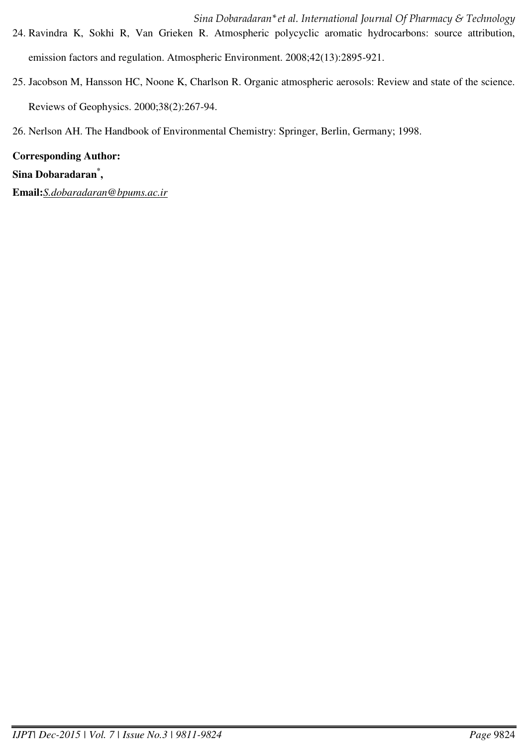24. Ravindra K, Sokhi R, Van Grieken R. Atmospheric polycyclic aromatic hydrocarbons: source attribution, emission factors and regulation. Atmospheric Environment. 2008;42(13):2895-921.
25. Jacobson M, Hansson HC, Noone K, Charlson R. Organic atmospheric aerosols: Review and state of the science. Reviews of Geophysics. 2000;38(2):267-94.
26. Nerlson AH. The Handbook of Environmental Chemistry: Springer, Berlin, Germany; 1998.

**Corresponding Author:**

**Sina Dobaradaran*,**

**Email:**S.dobaradaran@bpums.ac.ir